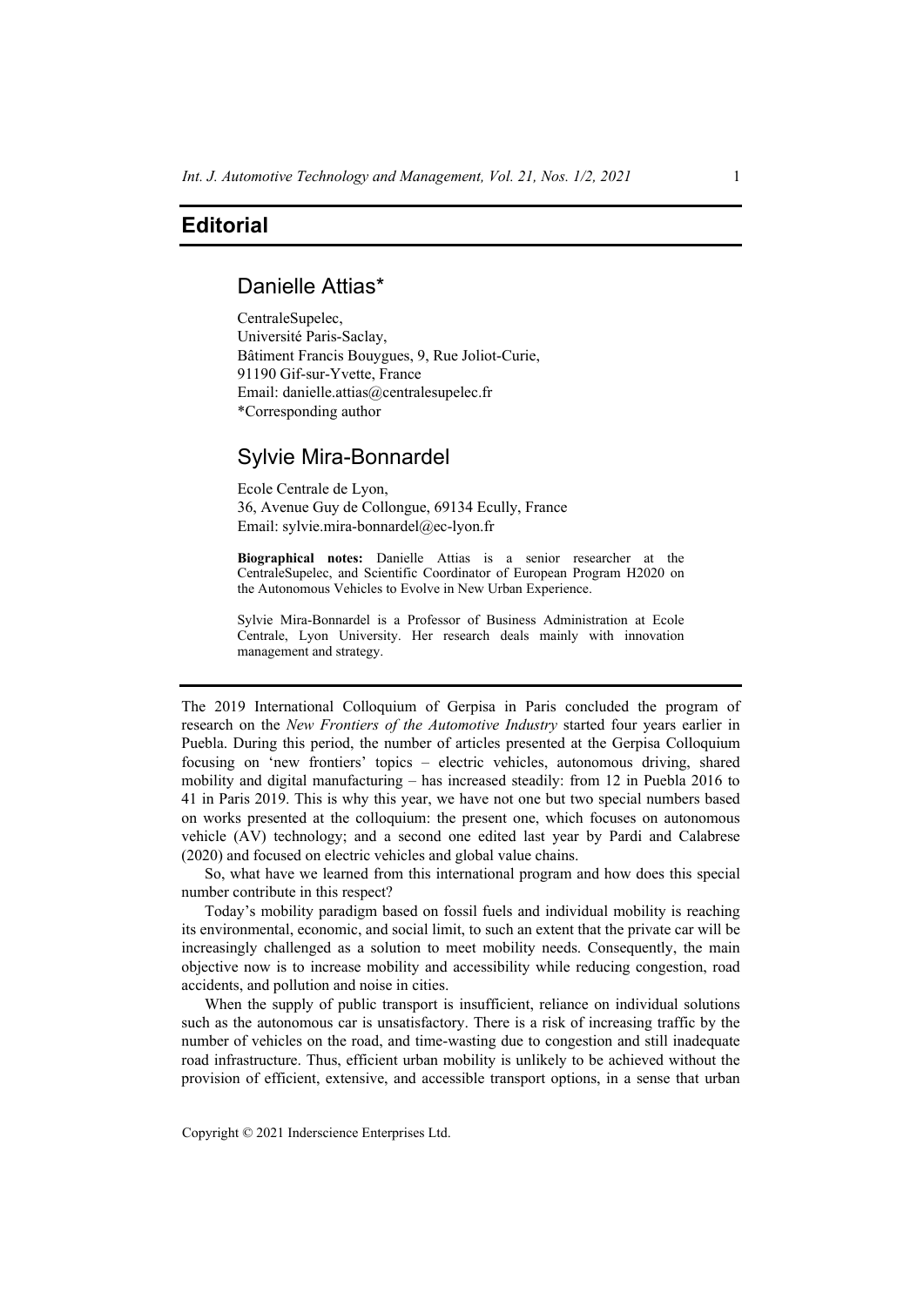# Editorial

## Danielle Attias*

CentraleSupelec,
Université Paris-Saclay,
Bâtiment Francis Bouygues, 9, Rue Joliot-Curie,
91190 Gif-sur-Yvette, France
Email: danielle.attias@centralesupelec.fr
*Corresponding author

## Sylvie Mira-Bonnardel

Ecole Centrale de Lyon,
36, Avenue Guy de Collongue, 69134 Ecully, France
Email: sylvie.mira-bonnardel@ec-lyon.fr

**Biographical notes:** Danielle Attias is a senior researcher at the CentraleSupelec, and Scientific Coordinator of European Program H2020 on the Autonomous Vehicles to Evolve in New Urban Experience.

Sylvie Mira-Bonnardel is a Professor of Business Administration at Ecole Centrale, Lyon University. Her research deals mainly with innovation management and strategy.

---

The 2019 International Colloquium of Gerpisa in Paris concluded the program of research on the *New Frontiers of the Automotive Industry* started four years earlier in Puebla. During this period, the number of articles presented at the Gerpisa Colloquium focusing on 'new frontiers' topics – electric vehicles, autonomous driving, shared mobility and digital manufacturing – has increased steadily: from 12 in Puebla 2016 to 41 in Paris 2019. This is why this year, we have not one but two special numbers based on works presented at the colloquium: the present one, which focuses on autonomous vehicle (AV) technology; and a second one edited last year by Pardi and Calabrese (2020) and focused on electric vehicles and global value chains.

So, what have we learned from this international program and how does this special number contribute in this respect?

Today's mobility paradigm based on fossil fuels and individual mobility is reaching its environmental, economic, and social limit, to such an extent that the private car will be increasingly challenged as a solution to meet mobility needs. Consequently, the main objective now is to increase mobility and accessibility while reducing congestion, road accidents, and pollution and noise in cities.

When the supply of public transport is insufficient, reliance on individual solutions such as the autonomous car is unsatisfactory. There is a risk of increasing traffic by the number of vehicles on the road, and time-wasting due to congestion and still inadequate road infrastructure. Thus, efficient urban mobility is unlikely to be achieved without the provision of efficient, extensive, and accessible transport options, in a sense that urban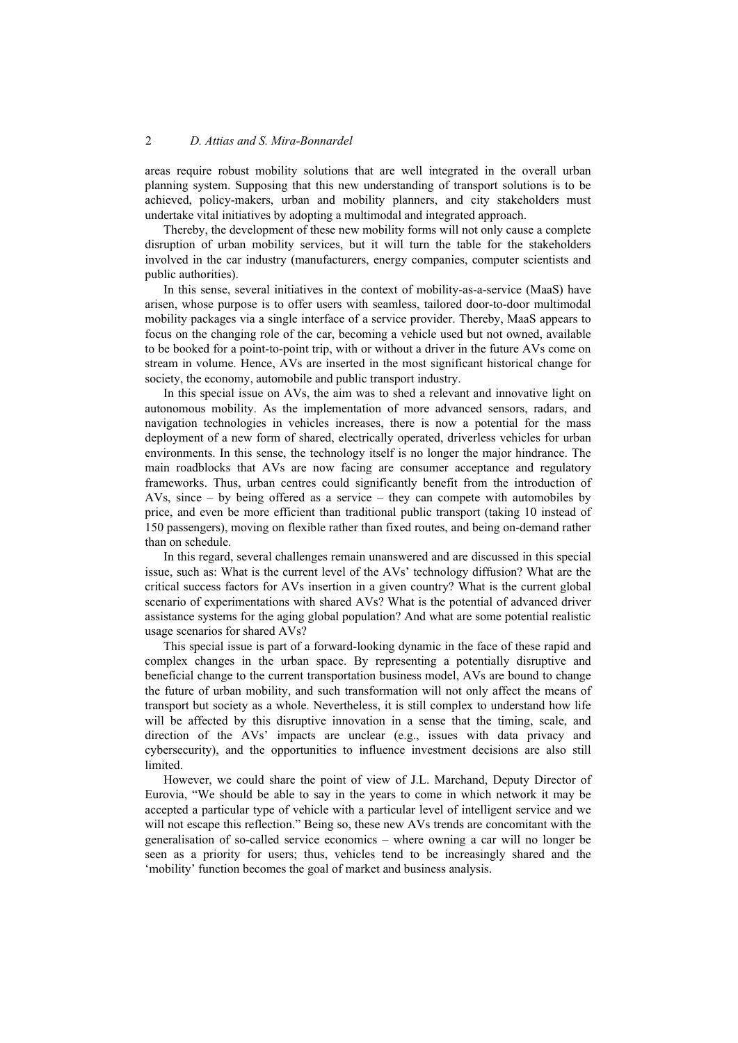areas require robust mobility solutions that are well integrated in the overall urban planning system. Supposing that this new understanding of transport solutions is to be achieved, policy-makers, urban and mobility planners, and city stakeholders must undertake vital initiatives by adopting a multimodal and integrated approach.

Thereby, the development of these new mobility forms will not only cause a complete disruption of urban mobility services, but it will turn the table for the stakeholders involved in the car industry (manufacturers, energy companies, computer scientists and public authorities).

In this sense, several initiatives in the context of mobility-as-a-service (MaaS) have arisen, whose purpose is to offer users with seamless, tailored door-to-door multimodal mobility packages via a single interface of a service provider. Thereby, MaaS appears to focus on the changing role of the car, becoming a vehicle used but not owned, available to be booked for a point-to-point trip, with or without a driver in the future AVs come on stream in volume. Hence, AVs are inserted in the most significant historical change for society, the economy, automobile and public transport industry.

In this special issue on AVs, the aim was to shed a relevant and innovative light on autonomous mobility. As the implementation of more advanced sensors, radars, and navigation technologies in vehicles increases, there is now a potential for the mass deployment of a new form of shared, electrically operated, driverless vehicles for urban environments. In this sense, the technology itself is no longer the major hindrance. The main roadblocks that AVs are now facing are consumer acceptance and regulatory frameworks. Thus, urban centres could significantly benefit from the introduction of AVs, since – by being offered as a service – they can compete with automobiles by price, and even be more efficient than traditional public transport (taking 10 instead of 150 passengers), moving on flexible rather than fixed routes, and being on-demand rather than on schedule.

In this regard, several challenges remain unanswered and are discussed in this special issue, such as: What is the current level of the AVs' technology diffusion? What are the critical success factors for AVs insertion in a given country? What is the current global scenario of experimentations with shared AVs? What is the potential of advanced driver assistance systems for the aging global population? And what are some potential realistic usage scenarios for shared AVs?

This special issue is part of a forward-looking dynamic in the face of these rapid and complex changes in the urban space. By representing a potentially disruptive and beneficial change to the current transportation business model, AVs are bound to change the future of urban mobility, and such transformation will not only affect the means of transport but society as a whole. Nevertheless, it is still complex to understand how life will be affected by this disruptive innovation in a sense that the timing, scale, and direction of the AVs' impacts are unclear (e.g., issues with data privacy and cybersecurity), and the opportunities to influence investment decisions are also still limited.

However, we could share the point of view of J.L. Marchand, Deputy Director of Eurovia, "We should be able to say in the years to come in which network it may be accepted a particular type of vehicle with a particular level of intelligent service and we will not escape this reflection." Being so, these new AVs trends are concomitant with the generalisation of so-called service economics – where owning a car will no longer be seen as a priority for users; thus, vehicles tend to be increasingly shared and the 'mobility' function becomes the goal of market and business analysis.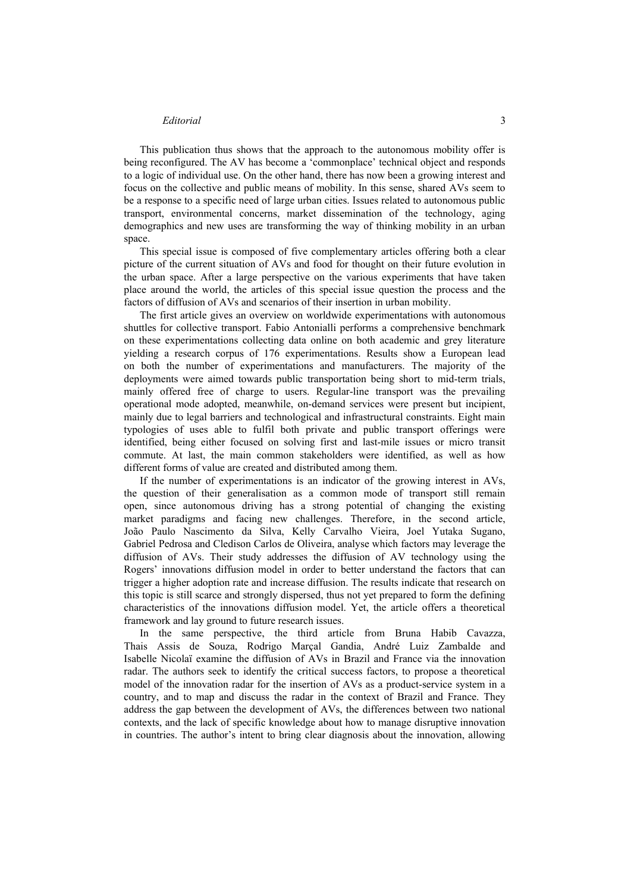This publication thus shows that the approach to the autonomous mobility offer is being reconfigured. The AV has become a 'commonplace' technical object and responds to a logic of individual use. On the other hand, there has now been a growing interest and focus on the collective and public means of mobility. In this sense, shared AVs seem to be a response to a specific need of large urban cities. Issues related to autonomous public transport, environmental concerns, market dissemination of the technology, aging demographics and new uses are transforming the way of thinking mobility in an urban space.

This special issue is composed of five complementary articles offering both a clear picture of the current situation of AVs and food for thought on their future evolution in the urban space. After a large perspective on the various experiments that have taken place around the world, the articles of this special issue question the process and the factors of diffusion of AVs and scenarios of their insertion in urban mobility.

The first article gives an overview on worldwide experimentations with autonomous shuttles for collective transport. Fabio Antonialli performs a comprehensive benchmark on these experimentations collecting data online on both academic and grey literature yielding a research corpus of 176 experimentations. Results show a European lead on both the number of experimentations and manufacturers. The majority of the deployments were aimed towards public transportation being short to mid-term trials, mainly offered free of charge to users. Regular-line transport was the prevailing operational mode adopted, meanwhile, on-demand services were present but incipient, mainly due to legal barriers and technological and infrastructural constraints. Eight main typologies of uses able to fulfil both private and public transport offerings were identified, being either focused on solving first and last-mile issues or micro transit commute. At last, the main common stakeholders were identified, as well as how different forms of value are created and distributed among them.

If the number of experimentations is an indicator of the growing interest in AVs, the question of their generalisation as a common mode of transport still remain open, since autonomous driving has a strong potential of changing the existing market paradigms and facing new challenges. Therefore, in the second article, João Paulo Nascimento da Silva, Kelly Carvalho Vieira, Joel Yutaka Sugano, Gabriel Pedrosa and Cledison Carlos de Oliveira, analyse which factors may leverage the diffusion of AVs. Their study addresses the diffusion of AV technology using the Rogers' innovations diffusion model in order to better understand the factors that can trigger a higher adoption rate and increase diffusion. The results indicate that research on this topic is still scarce and strongly dispersed, thus not yet prepared to form the defining characteristics of the innovations diffusion model. Yet, the article offers a theoretical framework and lay ground to future research issues.

In the same perspective, the third article from Bruna Habib Cavazza, Thais Assis de Souza, Rodrigo Marçal Gandia, André Luiz Zambalde and Isabelle Nicolaï examine the diffusion of AVs in Brazil and France via the innovation radar. The authors seek to identify the critical success factors, to propose a theoretical model of the innovation radar for the insertion of AVs as a product-service system in a country, and to map and discuss the radar in the context of Brazil and France. They address the gap between the development of AVs, the differences between two national contexts, and the lack of specific knowledge about how to manage disruptive innovation in countries. The author's intent to bring clear diagnosis about the innovation, allowing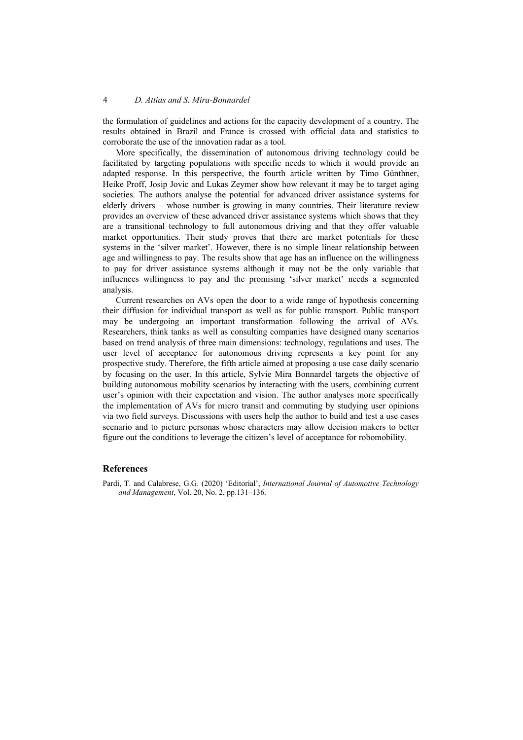the formulation of guidelines and actions for the capacity development of a country. The results obtained in Brazil and France is crossed with official data and statistics to corroborate the use of the innovation radar as a tool.

More specifically, the dissemination of autonomous driving technology could be facilitated by targeting populations with specific needs to which it would provide an adapted response. In this perspective, the fourth article written by Timo Günthner, Heike Proff, Josip Jovic and Lukas Zeymer show how relevant it may be to target aging societies. The authors analyse the potential for advanced driver assistance systems for elderly drivers – whose number is growing in many countries. Their literature review provides an overview of these advanced driver assistance systems which shows that they are a transitional technology to full autonomous driving and that they offer valuable market opportunities. Their study proves that there are market potentials for these systems in the 'silver market'. However, there is no simple linear relationship between age and willingness to pay. The results show that age has an influence on the willingness to pay for driver assistance systems although it may not be the only variable that influences willingness to pay and the promising 'silver market' needs a segmented analysis.

Current researches on AVs open the door to a wide range of hypothesis concerning their diffusion for individual transport as well as for public transport. Public transport may be undergoing an important transformation following the arrival of AVs. Researchers, think tanks as well as consulting companies have designed many scenarios based on trend analysis of three main dimensions: technology, regulations and uses. The user level of acceptance for autonomous driving represents a key point for any prospective study. Therefore, the fifth article aimed at proposing a use case daily scenario by focusing on the user. In this article, Sylvie Mira Bonnardel targets the objective of building autonomous mobility scenarios by interacting with the users, combining current user's opinion with their expectation and vision. The author analyses more specifically the implementation of AVs for micro transit and commuting by studying user opinions via two field surveys. Discussions with users help the author to build and test a use cases scenario and to picture personas whose characters may allow decision makers to better figure out the conditions to leverage the citizen's level of acceptance for robomobility.

## References

Pardi, T. and Calabrese, G.G. (2020) 'Editorial', *International Journal of Automotive Technology and Management*, Vol. 20, No. 2, pp.131–136.